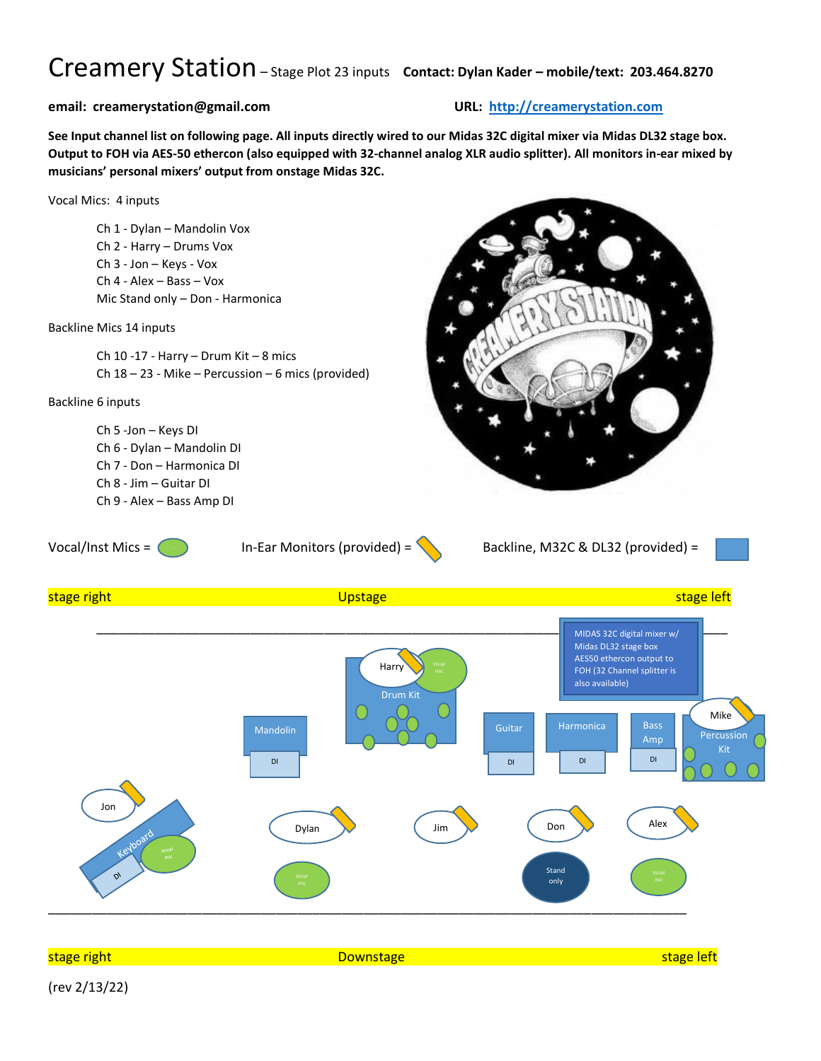# Creamery Station – Stage Plot 23 inputs **Contact: Dylan Kader – mobile/text: 203.464.8270**

**email: creamerystation@gmail.com** **URL: [http://creamerystation.com](http://creamerystation.com)**

**See Input channel list on following page. All inputs directly wired to our Midas 32C digital mixer via Midas DL32 stage box. Output to FOH via AES-50 ethercon (also equipped with 32-channel analog XLR audio splitter). All monitors in-ear mixed by musicians' personal mixers' output from onstage Midas 32C.**

Vocal Mics: 4 inputs

- Ch 1 - Dylan – Mandolin Vox
- Ch 2 - Harry – Drums Vox
- Ch 3 - Jon – Keys - Vox
- Ch 4 - Alex – Bass – Vox
- Mic Stand only – Don - Harmonica

Backline Mics 14 inputs

- Ch 10 -17 - Harry – Drum Kit – 8 mics
- Ch 18 – 23 - Mike – Percussion – 6 mics (provided)

Backline 6 inputs

- Ch 5 -Jon – Keys DI
- Ch 6 - Dylan – Mandolin DI
- Ch 7 - Don – Harmonica DI
- Ch 8 - Jim – Guitar DI
- Ch 9 - Alex – Bass Amp DI

Vocal/Inst Mics = In-Ear Monitors (provided) = Backline, M32C & DL32 (provided) =

stage right | Upstage | stage left

MIDAS 32C digital mixer w/ Midas DL32 stage box AES50 ethercon output to FOH (32 Channel splitter is also available)

Harry – Vocal mic – Drum Kit

Mandolin – DI | Guitar – DI | Harmonica – DI | Bass Amp – DI | Mike – Percussion Kit

Jon – Keyboard – Vocal mic – DI | Dylan – Vocal mic | Jim | Don – Stand only | Alex – Vocal mic

stage right | Downstage | stage left

(rev 2/13/22)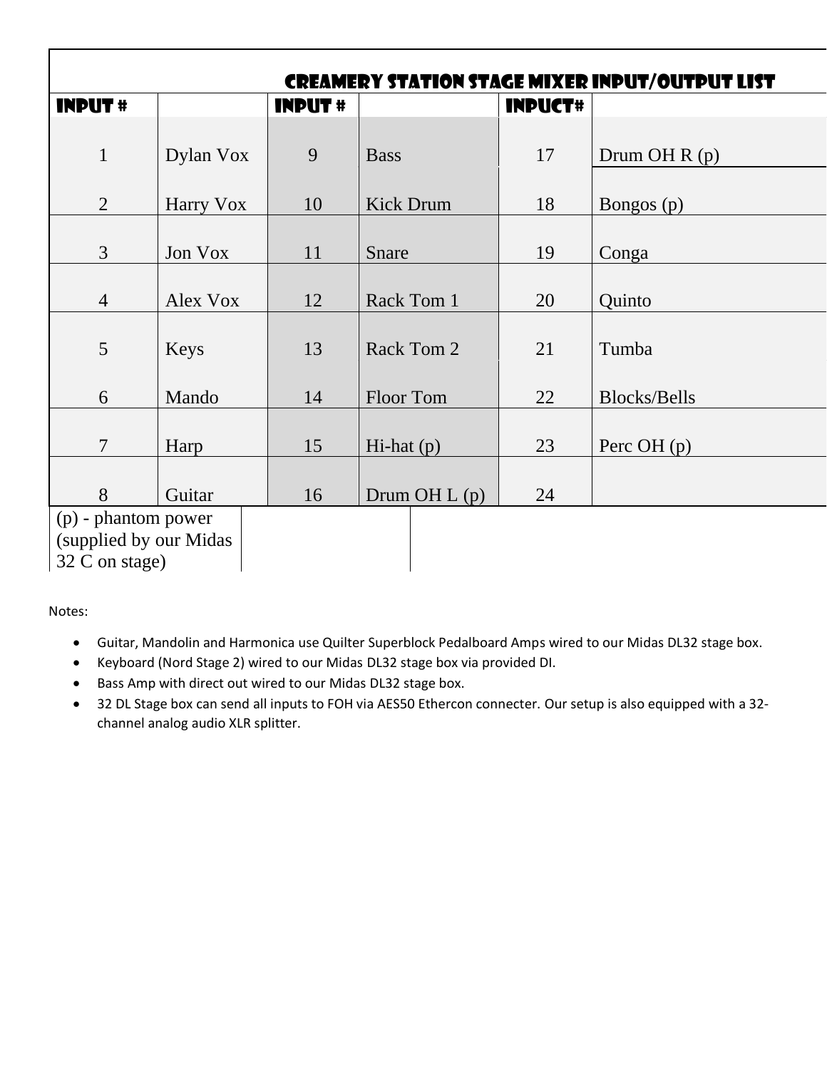# CREAMERY STATION STAGE MIXER INPUT/OUTPUT LIST

| INPUT # | | INPUT # | | INPUCT# | |
|---|---|---|---|---|---|
| 1 | Dylan Vox | 9 | Bass | 17 | Drum OH R (p) |
| 2 | Harry Vox | 10 | Kick Drum | 18 | Bongos (p) |
| 3 | Jon Vox | 11 | Snare | 19 | Conga |
| 4 | Alex Vox | 12 | Rack Tom 1 | 20 | Quinto |
| 5 | Keys | 13 | Rack Tom 2 | 21 | Tumba |
| 6 | Mando | 14 | Floor Tom | 22 | Blocks/Bells |
| 7 | Harp | 15 | Hi-hat (p) | 23 | Perc OH (p) |
| 8 | Guitar | 16 | Drum OH L (p) | 24 | |

(p) - phantom power (supplied by our Midas 32 C on stage)

Notes:

- Guitar, Mandolin and Harmonica use Quilter Superblock Pedalboard Amps wired to our Midas DL32 stage box.
- Keyboard (Nord Stage 2) wired to our Midas DL32 stage box via provided DI.
- Bass Amp with direct out wired to our Midas DL32 stage box.
- 32 DL Stage box can send all inputs to FOH via AES50 Ethercon connecter. Our setup is also equipped with a 32-channel analog audio XLR splitter.